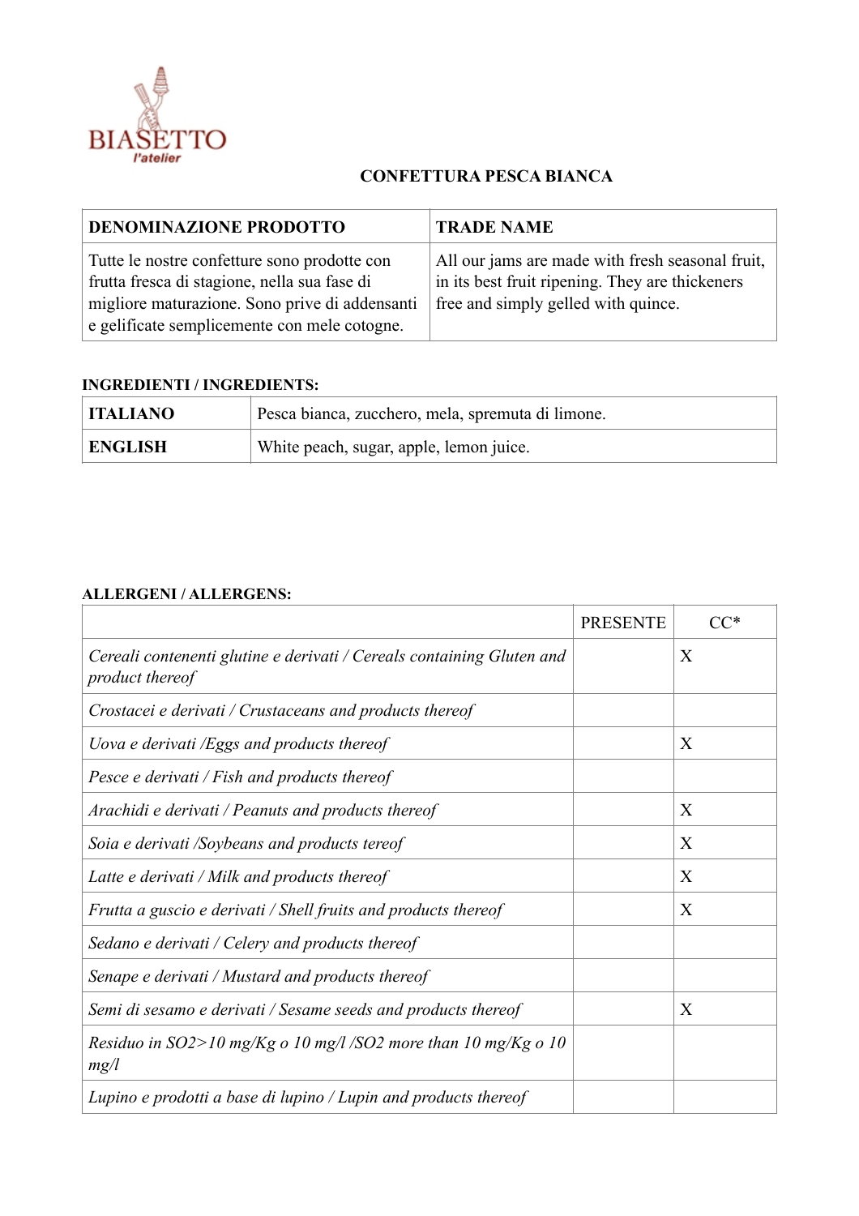BIASETTO
l'atelier

## CONFETTURA PESCA BIANCA

| DENOMINAZIONE PRODOTTO | TRADE NAME |
|---|---|
| Tutte le nostre confetture sono prodotte con frutta fresca di stagione, nella sua fase di migliore maturazione. Sono prive di addensanti e gelificate semplicemente con mele cotogne. | All our jams are made with fresh seasonal fruit, in its best fruit ripening. They are thickeners free and simply gelled with quince. |

**INGREDIENTI / INGREDIENTS:**

| | |
|---|---|
| **ITALIANO** | Pesca bianca, zucchero, mela, spremuta di limone. |
| **ENGLISH** | White peach, sugar, apple, lemon juice. |

**ALLERGENI / ALLERGENS:**

| | PRESENTE | CC* |
|---|---|---|
| *Cereali contenenti glutine e derivati / Cereals containing Gluten and product thereof* | | X |
| *Crostacei e derivati / Crustaceans and products thereof* | | |
| *Uova e derivati /Eggs and products thereof* | | X |
| *Pesce e derivati / Fish and products thereof* | | |
| *Arachidi e derivati / Peanuts and products thereof* | | X |
| *Soia e derivati /Soybeans and products tereof* | | X |
| *Latte e derivati / Milk and products thereof* | | X |
| *Frutta a guscio e derivati / Shell fruits and products thereof* | | X |
| *Sedano e derivati / Celery and products thereof* | | |
| *Senape e derivati / Mustard and products thereof* | | |
| *Semi di sesamo e derivati / Sesame seeds and products thereof* | | X |
| *Residuo in SO2>10 mg/Kg o 10 mg/l /SO2 more than 10 mg/Kg o 10 mg/l* | | |
| *Lupino e prodotti a base di lupino / Lupin and products thereof* | | |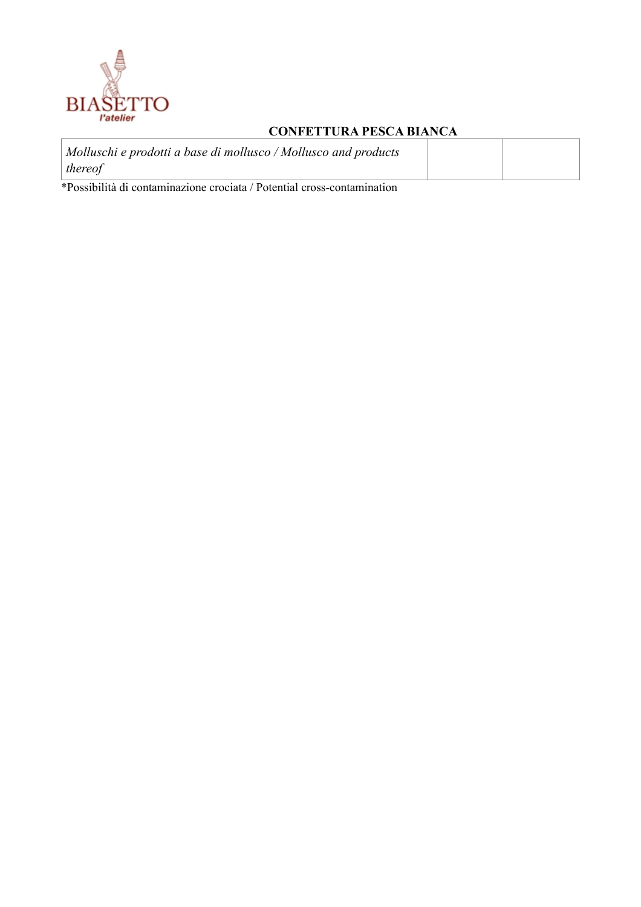| | | |
|---|---|---|
| *Molluschi e prodotti a base di mollusco / Mollusco and products thereof* | | |

*Possibilità di contaminazione crociata / Potential cross-contamination